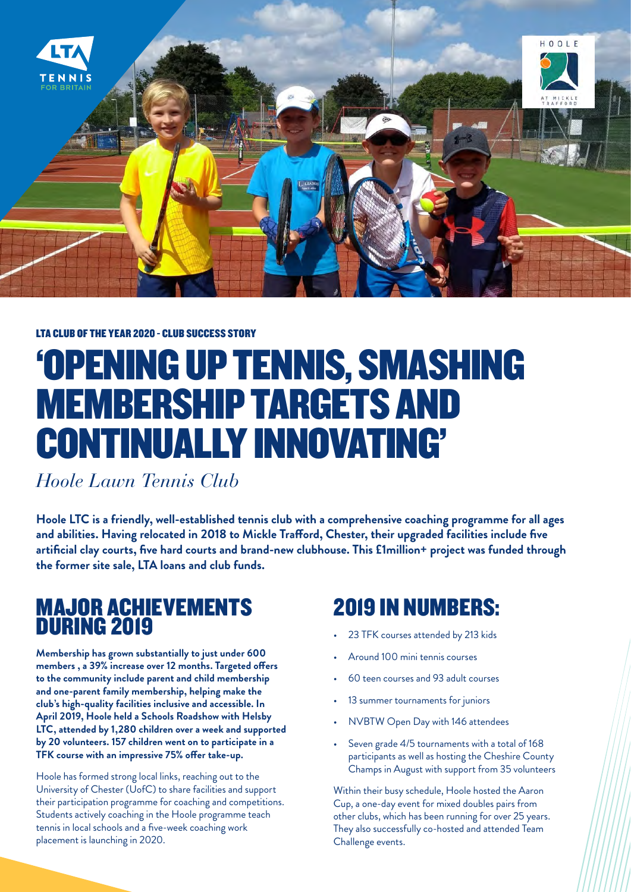LTA CLUB OF THE YEAR 2020 - CLUB SUCCESS STORY

# 'OPENING UP TENNIS, SMASHING MEMBERSHIP TARGETS AND CONTINUALLY INNOVATING'

*Hoole Lawn Tennis Club*

**Hoole LTC is a friendly, well-established tennis club with a comprehensive coaching programme for all ages and abilities. Having relocated in 2018 to Mickle Trafford, Chester, their upgraded facilities include five artificial clay courts, five hard courts and brand-new clubhouse. This £1million+ project was funded through the former site sale, LTA loans and club funds.**

## MAJOR ACHIEVEMENTS DURING 2019

**Membership has grown substantially to just under 600 members , a 39% increase over 12 months. Targeted offers to the community include parent and child membership and one-parent family membership, helping make the club's high-quality facilities inclusive and accessible. In April 2019, Hoole held a Schools Roadshow with Helsby LTC, attended by 1,280 children over a week and supported by 20 volunteers. 157 children went on to participate in a TFK course with an impressive 75% offer take-up.**

Hoole has formed strong local links, reaching out to the University of Chester (UofC) to share facilities and support their participation programme for coaching and competitions. Students actively coaching in the Hoole programme teach tennis in local schools and a five-week coaching work placement is launching in 2020.

## 2019 IN NUMBERS:

- 23 TFK courses attended by 213 kids
- Around 100 mini tennis courses
- 60 teen courses and 93 adult courses
- 13 summer tournaments for juniors
- NVBTW Open Day with 146 attendees
- Seven grade 4/5 tournaments with a total of 168 participants as well as hosting the Cheshire County Champs in August with support from 35 volunteers

Within their busy schedule, Hoole hosted the Aaron Cup, a one-day event for mixed doubles pairs from other clubs, which has been running for over 25 years. They also successfully co-hosted and attended Team Challenge events.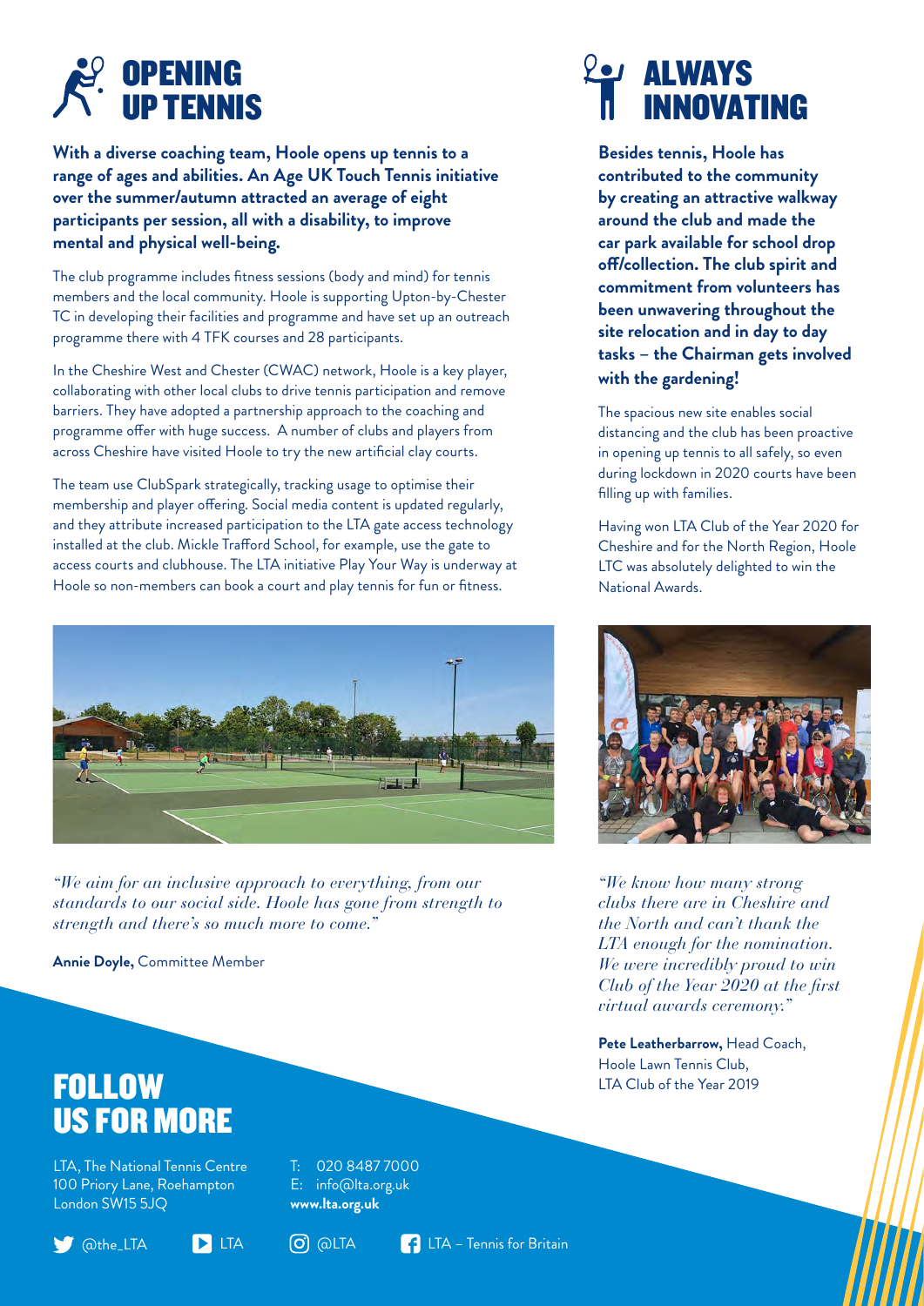## OPENING UP TENNIS

**With a diverse coaching team, Hoole opens up tennis to a range of ages and abilities. An Age UK Touch Tennis initiative over the summer/autumn attracted an average of eight participants per session, all with a disability, to improve mental and physical well-being.**

The club programme includes fitness sessions (body and mind) for tennis members and the local community. Hoole is supporting Upton-by-Chester TC in developing their facilities and programme and have set up an outreach programme there with 4 TFK courses and 28 participants.

In the Cheshire West and Chester (CWAC) network, Hoole is a key player, collaborating with other local clubs to drive tennis participation and remove barriers. They have adopted a partnership approach to the coaching and programme offer with huge success. A number of clubs and players from across Cheshire have visited Hoole to try the new artificial clay courts.

The team use ClubSpark strategically, tracking usage to optimise their membership and player offering. Social media content is updated regularly, and they attribute increased participation to the LTA gate access technology installed at the club. Mickle Trafford School, for example, use the gate to access courts and clubhouse. The LTA initiative Play Your Way is underway at Hoole so non-members can book a court and play tennis for fun or fitness.

*"We aim for an inclusive approach to everything, from our standards to our social side. Hoole has gone from strength to strength and there's so much more to come."*

**Annie Doyle,** Committee Member

## ALWAYS INNOVATING

**Besides tennis, Hoole has contributed to the community by creating an attractive walkway around the club and made the car park available for school drop off/collection. The club spirit and commitment from volunteers has been unwavering throughout the site relocation and in day to day tasks – the Chairman gets involved with the gardening!**

The spacious new site enables social distancing and the club has been proactive in opening up tennis to all safely, so even during lockdown in 2020 courts have been filling up with families.

Having won LTA Club of the Year 2020 for Cheshire and for the North Region, Hoole LTC was absolutely delighted to win the National Awards.

*"We know how many strong clubs there are in Cheshire and the North and can't thank the LTA enough for the nomination. We were incredibly proud to win Club of the Year 2020 at the first virtual awards ceremony."*

**Pete Leatherbarrow,** Head Coach, Hoole Lawn Tennis Club, LTA Club of the Year 2019

## FOLLOW US FOR MORE

LTA, The National Tennis Centre
100 Priory Lane, Roehampton
London SW15 5JQ

T: 020 8487 7000
E: info@lta.org.uk
**www.lta.org.uk**

@the_LTA LTA @LTA LTA – Tennis for Britain